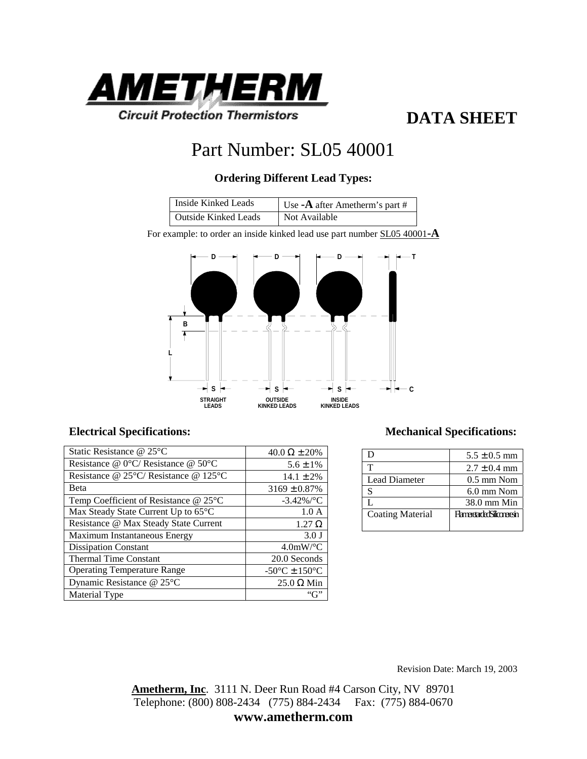AMETHERM

Circuit Protection Thermistors

# DATA SHEET

## Part Number: SL05 40001

### Ordering Different Lead Types:

| Inside Kinked Leads | Use **-A** after Ametherm's part # |
|---|---|
| Outside Kinked Leads | Not Available |

For example: to order an inside kinked lead use part number SL05 40001**-A**

D D D T

B

L

S S S C

STRAIGHT LEADS    OUTSIDE KINKED LEADS    INSIDE KINKED LEADS

### Electrical Specifications:

| Parameter | Value |
|---|---|
| Static Resistance @ 25°C | 40.0 Ω ± 20% |
| Resistance @ 0°C/ Resistance @ 50°C | 5.6 ± 1% |
| Resistance @ 25°C/ Resistance @ 125°C | 14.1 ± 2% |
| Beta | 3169 ± 0.87% |
| Temp Coefficient of Resistance @ 25°C | -3.42%/°C |
| Max Steady State Current Up to 65°C | 1.0 A |
| Resistance @ Max Steady State Current | 1.27 Ω |
| Maximum Instantaneous Energy | 3.0 J |
| Dissipation Constant | 4.0mW/°C |
| Thermal Time Constant | 20.0 Seconds |
| Operating Temperature Range | -50°C ± 150°C |
| Dynamic Resistance @ 25°C | 25.0 Ω Min |
| Material Type | "G" |

### Mechanical Specifications:

| Parameter | Value |
|---|---|
| D | 5.5 ± 0.5 mm |
| T | 2.7 ± 0.4 mm |
| Lead Diameter | 0.5 mm Nom |
| S | 6.0 mm Nom |
| L | 38.0 mm Min |
| Coating Material | Flame retarded Silicone resin |

Revision Date: March 19, 2003

**Ametherm, Inc**. 3111 N. Deer Run Road #4 Carson City, NV 89701
Telephone: (800) 808-2434 (775) 884-2434 Fax: (775) 884-0670
**www.ametherm.com**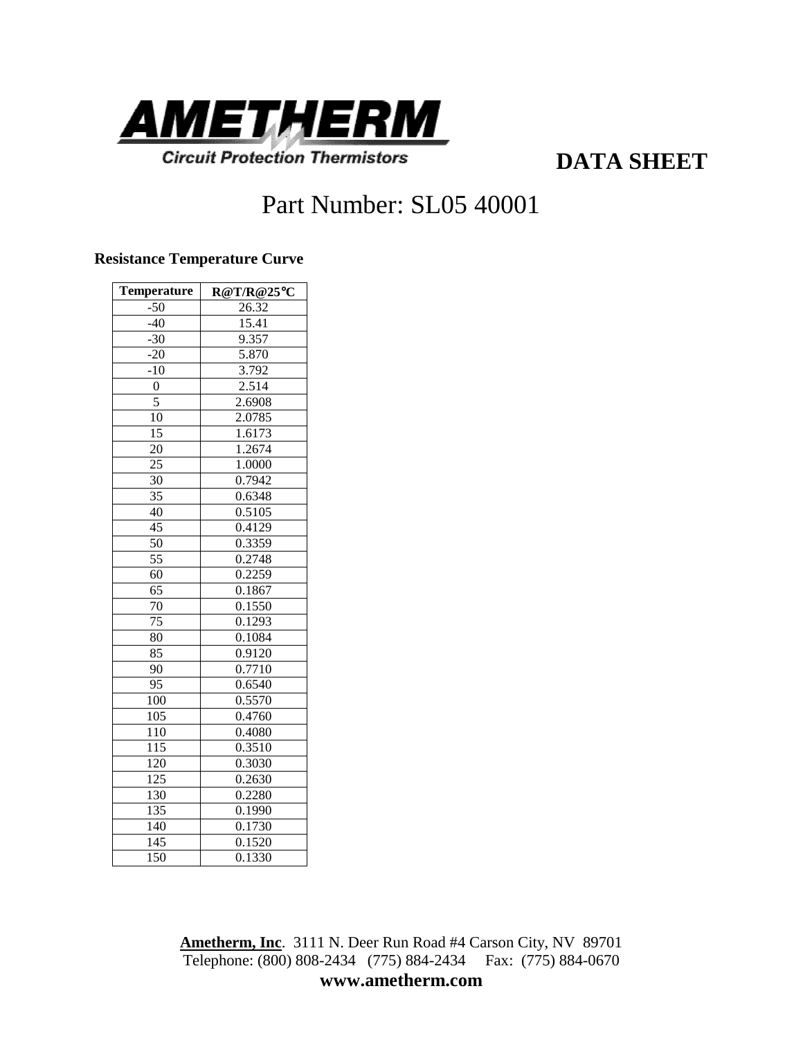**AMETHERM**

**Circuit Protection Thermistors**

## DATA SHEET

# Part Number: SL05 40001

### Resistance Temperature Curve

| Temperature | R@T/R@25°C |
|---|---|
| -50 | 26.32 |
| -40 | 15.41 |
| -30 | 9.357 |
| -20 | 5.870 |
| -10 | 3.792 |
| 0 | 2.514 |
| 5 | 2.6908 |
| 10 | 2.0785 |
| 15 | 1.6173 |
| 20 | 1.2674 |
| 25 | 1.0000 |
| 30 | 0.7942 |
| 35 | 0.6348 |
| 40 | 0.5105 |
| 45 | 0.4129 |
| 50 | 0.3359 |
| 55 | 0.2748 |
| 60 | 0.2259 |
| 65 | 0.1867 |
| 70 | 0.1550 |
| 75 | 0.1293 |
| 80 | 0.1084 |
| 85 | 0.9120 |
| 90 | 0.7710 |
| 95 | 0.6540 |
| 100 | 0.5570 |
| 105 | 0.4760 |
| 110 | 0.4080 |
| 115 | 0.3510 |
| 120 | 0.3030 |
| 125 | 0.2630 |
| 130 | 0.2280 |
| 135 | 0.1990 |
| 140 | 0.1730 |
| 145 | 0.1520 |
| 150 | 0.1330 |

**Ametherm, Inc**. 3111 N. Deer Run Road #4 Carson City, NV 89701
Telephone: (800) 808-2434 (775) 884-2434 Fax: (775) 884-0670
**www.ametherm.com**